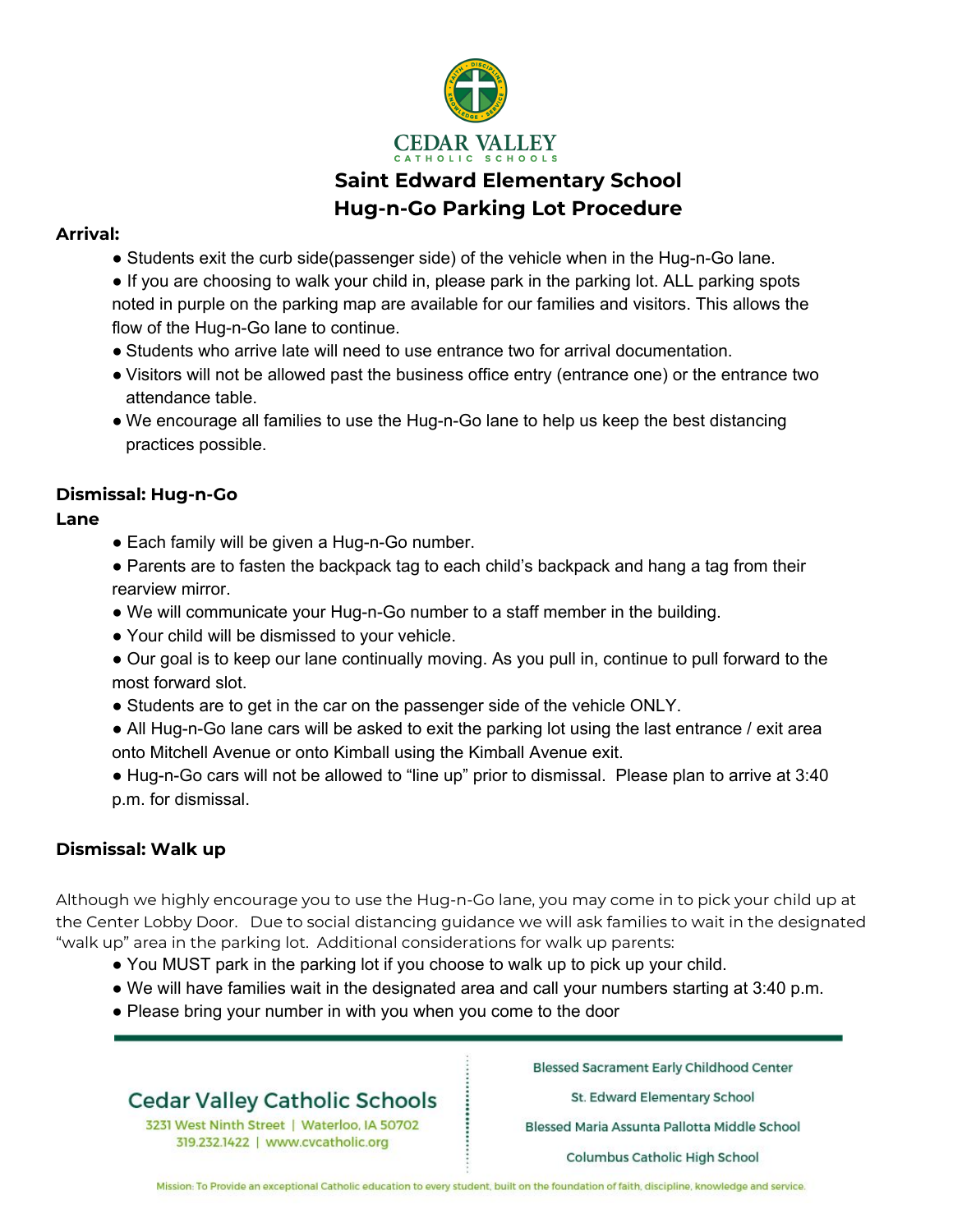CEDAR VALLEY

CATHOLIC SCHOOLS

# Saint Edward Elementary School
# Hug-n-Go Parking Lot Procedure

**Arrival:**

- Students exit the curb side(passenger side) of the vehicle when in the Hug-n-Go lane.
- If you are choosing to walk your child in, please park in the parking lot. ALL parking spots noted in purple on the parking map are available for our families and visitors. This allows the flow of the Hug-n-Go lane to continue.
- Students who arrive late will need to use entrance two for arrival documentation.
- Visitors will not be allowed past the business office entry (entrance one) or the entrance two attendance table.
- We encourage all families to use the Hug-n-Go lane to help us keep the best distancing practices possible.

**Dismissal: Hug-n-Go Lane**

- Each family will be given a Hug-n-Go number.
- Parents are to fasten the backpack tag to each child's backpack and hang a tag from their rearview mirror.
- We will communicate your Hug-n-Go number to a staff member in the building.
- Your child will be dismissed to your vehicle.
- Our goal is to keep our lane continually moving. As you pull in, continue to pull forward to the most forward slot.
- Students are to get in the car on the passenger side of the vehicle ONLY.
- All Hug-n-Go lane cars will be asked to exit the parking lot using the last entrance / exit area onto Mitchell Avenue or onto Kimball using the Kimball Avenue exit.
- Hug-n-Go cars will not be allowed to "line up" prior to dismissal. Please plan to arrive at 3:40 p.m. for dismissal.

**Dismissal: Walk up**

Although we highly encourage you to use the Hug-n-Go lane, you may come in to pick your child up at the Center Lobby Door. Due to social distancing guidance we will ask families to wait in the designated "walk up" area in the parking lot. Additional considerations for walk up parents:

- You MUST park in the parking lot if you choose to walk up to pick up your child.
- We will have families wait in the designated area and call your numbers starting at 3:40 p.m.
- Please bring your number in with you when you come to the door

Cedar Valley Catholic Schools
3231 West Ninth Street | Waterloo, IA 50702
319.232.1422 | www.cvcatholic.org

Blessed Sacrament Early Childhood Center
St. Edward Elementary School
Blessed Maria Assunta Pallotta Middle School
Columbus Catholic High School

Mission: To Provide an exceptional Catholic education to every student, built on the foundation of faith, discipline, knowledge and service.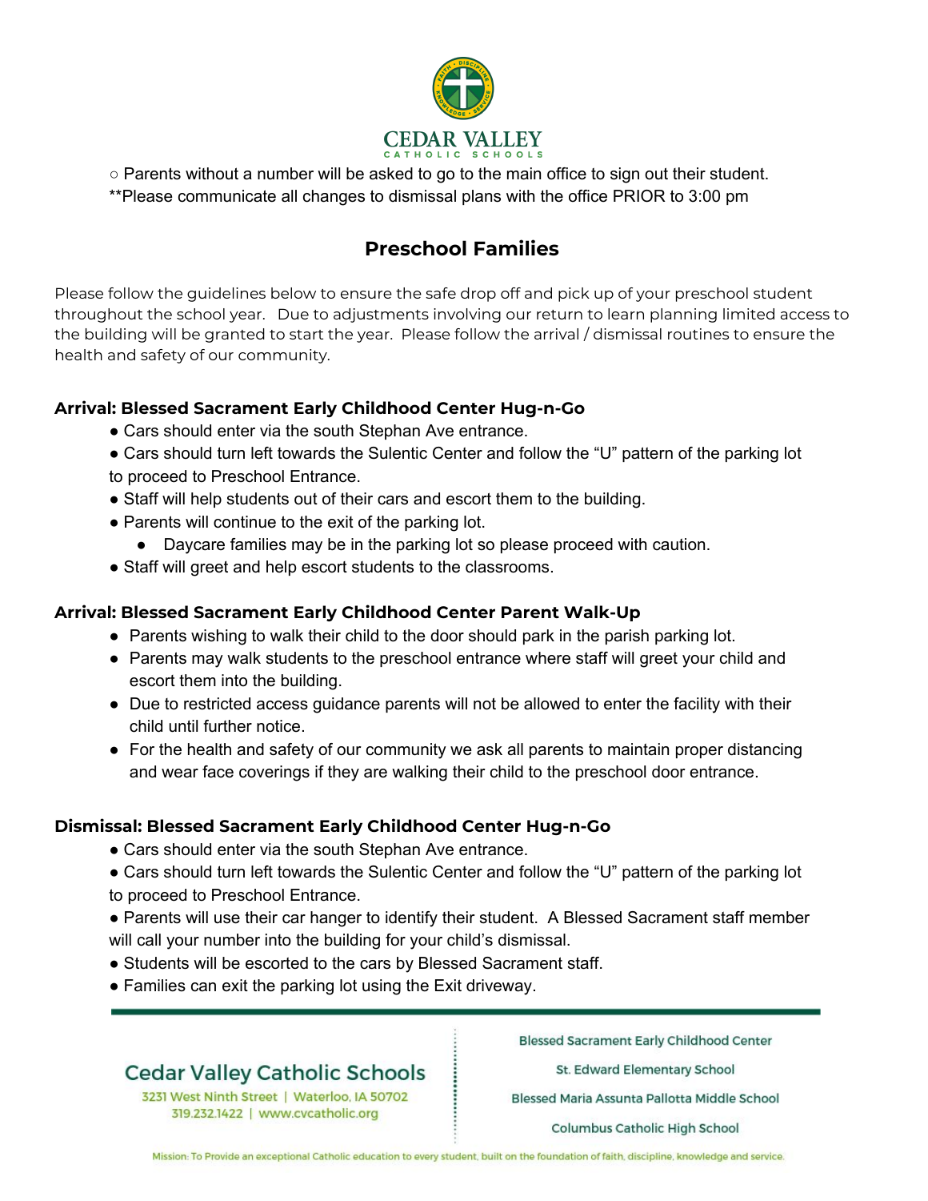○ Parents without a number will be asked to go to the main office to sign out their student.

**Please communicate all changes to dismissal plans with the office PRIOR to 3:00 pm

## Preschool Families

Please follow the guidelines below to ensure the safe drop off and pick up of your preschool student throughout the school year. Due to adjustments involving our return to learn planning limited access to the building will be granted to start the year. Please follow the arrival / dismissal routines to ensure the health and safety of our community.

### Arrival: Blessed Sacrament Early Childhood Center Hug-n-Go

- Cars should enter via the south Stephan Ave entrance.
- Cars should turn left towards the Sulentic Center and follow the "U" pattern of the parking lot to proceed to Preschool Entrance.
- Staff will help students out of their cars and escort them to the building.
- Parents will continue to the exit of the parking lot.
  - Daycare families may be in the parking lot so please proceed with caution.
- Staff will greet and help escort students to the classrooms.

### Arrival: Blessed Sacrament Early Childhood Center Parent Walk-Up

- Parents wishing to walk their child to the door should park in the parish parking lot.
- Parents may walk students to the preschool entrance where staff will greet your child and escort them into the building.
- Due to restricted access guidance parents will not be allowed to enter the facility with their child until further notice.
- For the health and safety of our community we ask all parents to maintain proper distancing and wear face coverings if they are walking their child to the preschool door entrance.

### Dismissal: Blessed Sacrament Early Childhood Center Hug-n-Go

- Cars should enter via the south Stephan Ave entrance.
- Cars should turn left towards the Sulentic Center and follow the "U" pattern of the parking lot to proceed to Preschool Entrance.
- Parents will use their car hanger to identify their student. A Blessed Sacrament staff member will call your number into the building for your child's dismissal.
- Students will be escorted to the cars by Blessed Sacrament staff.
- Families can exit the parking lot using the Exit driveway.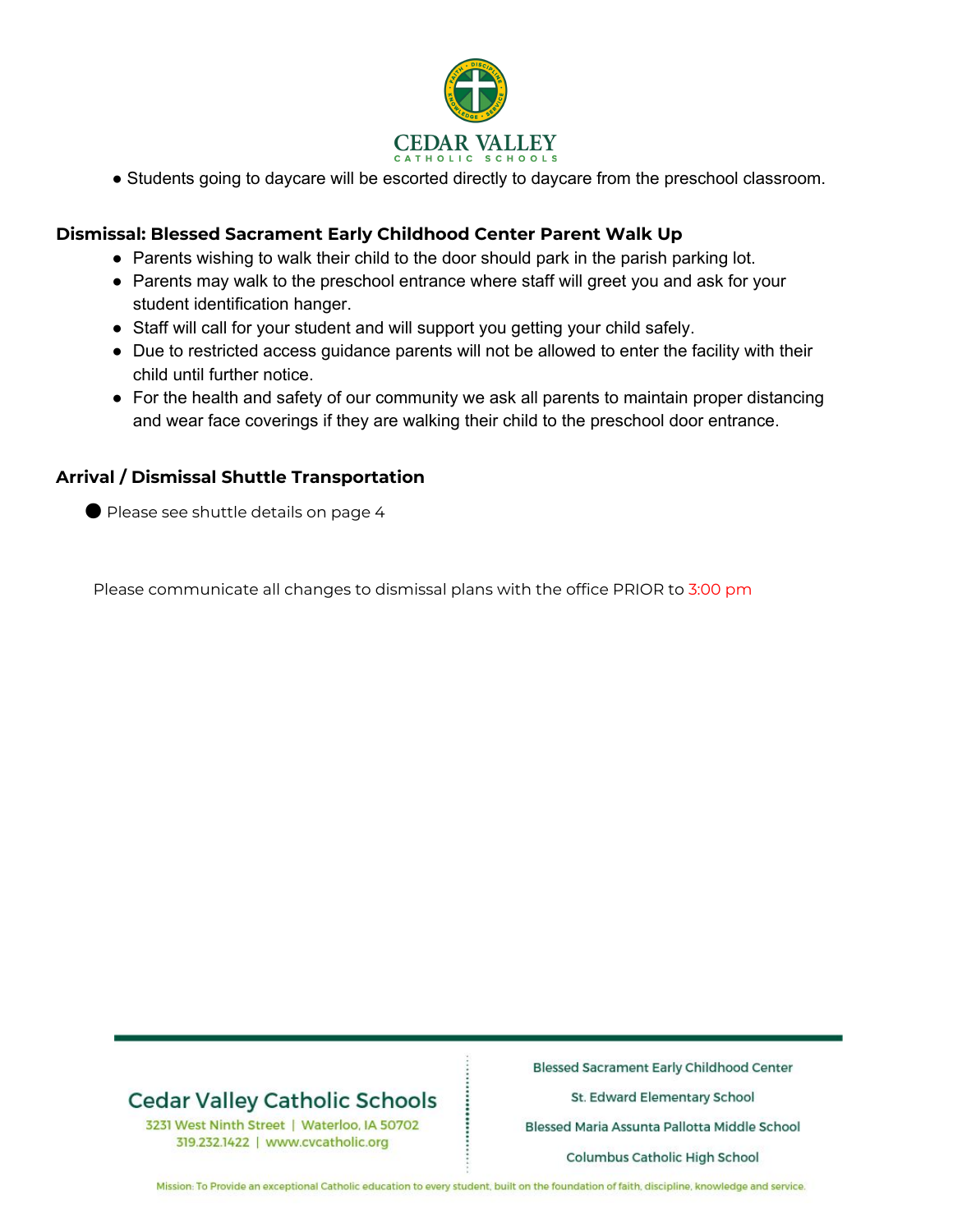- Students going to daycare will be escorted directly to daycare from the preschool classroom.

### Dismissal: Blessed Sacrament Early Childhood Center Parent Walk Up

- Parents wishing to walk their child to the door should park in the parish parking lot.
- Parents may walk to the preschool entrance where staff will greet you and ask for your student identification hanger.
- Staff will call for your student and will support you getting your child safely.
- Due to restricted access guidance parents will not be allowed to enter the facility with their child until further notice.
- For the health and safety of our community we ask all parents to maintain proper distancing and wear face coverings if they are walking their child to the preschool door entrance.

### Arrival / Dismissal Shuttle Transportation

- Please see shuttle details on page 4

Please communicate all changes to dismissal plans with the office PRIOR to 3:00 pm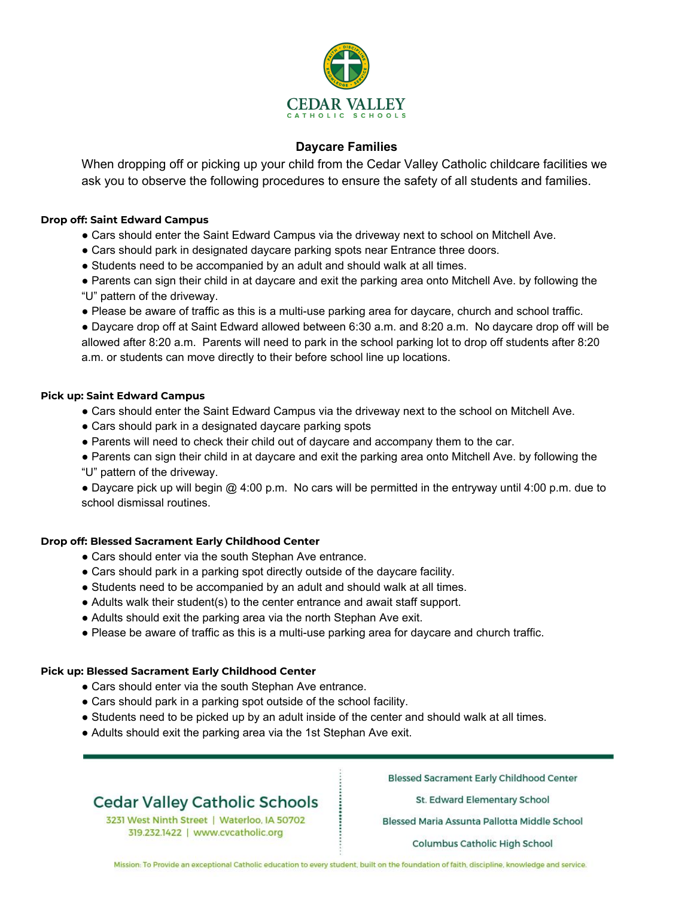# CEDAR VALLEY
CATHOLIC SCHOOLS

## Daycare Families

When dropping off or picking up your child from the Cedar Valley Catholic childcare facilities we ask you to observe the following procedures to ensure the safety of all students and families.

### Drop off: Saint Edward Campus

- Cars should enter the Saint Edward Campus via the driveway next to school on Mitchell Ave.
- Cars should park in designated daycare parking spots near Entrance three doors.
- Students need to be accompanied by an adult and should walk at all times.
- Parents can sign their child in at daycare and exit the parking area onto Mitchell Ave. by following the "U" pattern of the driveway.
- Please be aware of traffic as this is a multi-use parking area for daycare, church and school traffic.
- Daycare drop off at Saint Edward allowed between 6:30 a.m. and 8:20 a.m. No daycare drop off will be allowed after 8:20 a.m. Parents will need to park in the school parking lot to drop off students after 8:20 a.m. or students can move directly to their before school line up locations.

### Pick up: Saint Edward Campus

- Cars should enter the Saint Edward Campus via the driveway next to the school on Mitchell Ave.
- Cars should park in a designated daycare parking spots
- Parents will need to check their child out of daycare and accompany them to the car.
- Parents can sign their child in at daycare and exit the parking area onto Mitchell Ave. by following the "U" pattern of the driveway.
- Daycare pick up will begin @ 4:00 p.m. No cars will be permitted in the entryway until 4:00 p.m. due to school dismissal routines.

### Drop off: Blessed Sacrament Early Childhood Center

- Cars should enter via the south Stephan Ave entrance.
- Cars should park in a parking spot directly outside of the daycare facility.
- Students need to be accompanied by an adult and should walk at all times.
- Adults walk their student(s) to the center entrance and await staff support.
- Adults should exit the parking area via the north Stephan Ave exit.
- Please be aware of traffic as this is a multi-use parking area for daycare and church traffic.

### Pick up: Blessed Sacrament Early Childhood Center

- Cars should enter via the south Stephan Ave entrance.
- Cars should park in a parking spot outside of the school facility.
- Students need to be picked up by an adult inside of the center and should walk at all times.
- Adults should exit the parking area via the 1st Stephan Ave exit.

---

**Cedar Valley Catholic Schools**
3231 West Ninth Street | Waterloo, IA 50702
319.232.1422 | www.cvcatholic.org

Blessed Sacrament Early Childhood Center
St. Edward Elementary School
Blessed Maria Assunta Pallotta Middle School
Columbus Catholic High School

Mission: To Provide an exceptional Catholic education to every student, built on the foundation of faith, discipline, knowledge and service.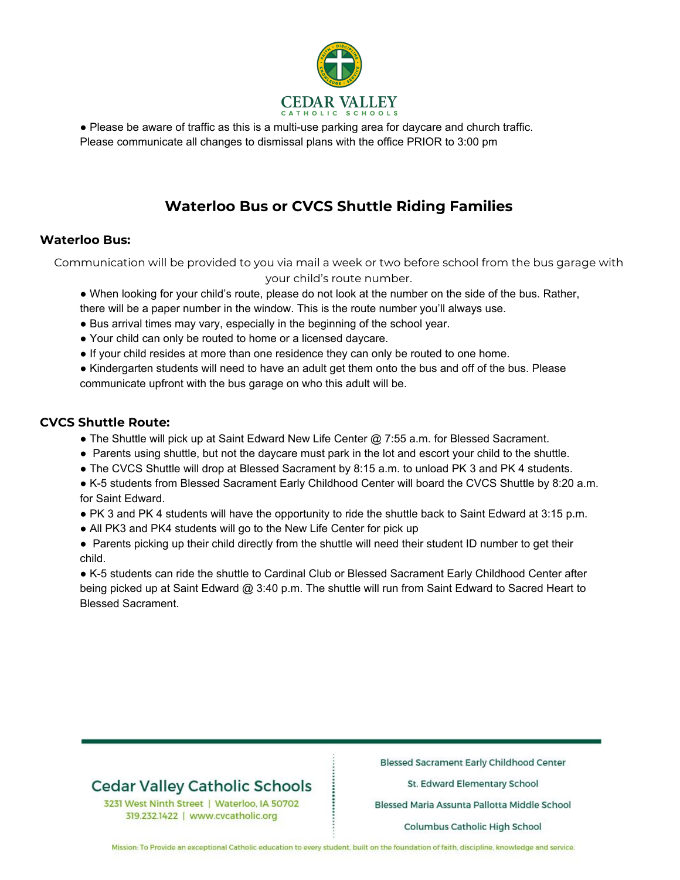- Please be aware of traffic as this is a multi-use parking area for daycare and church traffic.

Please communicate all changes to dismissal plans with the office PRIOR to 3:00 pm

## Waterloo Bus or CVCS Shuttle Riding Families

### Waterloo Bus:

Communication will be provided to you via mail a week or two before school from the bus garage with your child's route number.

- When looking for your child's route, please do not look at the number on the side of the bus. Rather, there will be a paper number in the window. This is the route number you'll always use.
- Bus arrival times may vary, especially in the beginning of the school year.
- Your child can only be routed to home or a licensed daycare.
- If your child resides at more than one residence they can only be routed to one home.
- Kindergarten students will need to have an adult get them onto the bus and off of the bus. Please communicate upfront with the bus garage on who this adult will be.

### CVCS Shuttle Route:

- The Shuttle will pick up at Saint Edward New Life Center @ 7:55 a.m. for Blessed Sacrament.
- Parents using shuttle, but not the daycare must park in the lot and escort your child to the shuttle.
- The CVCS Shuttle will drop at Blessed Sacrament by 8:15 a.m. to unload PK 3 and PK 4 students.
- K-5 students from Blessed Sacrament Early Childhood Center will board the CVCS Shuttle by 8:20 a.m. for Saint Edward.
- PK 3 and PK 4 students will have the opportunity to ride the shuttle back to Saint Edward at 3:15 p.m.
- All PK3 and PK4 students will go to the New Life Center for pick up
- Parents picking up their child directly from the shuttle will need their student ID number to get their child.
- K-5 students can ride the shuttle to Cardinal Club or Blessed Sacrament Early Childhood Center after being picked up at Saint Edward @ 3:40 p.m. The shuttle will run from Saint Edward to Sacred Heart to Blessed Sacrament.